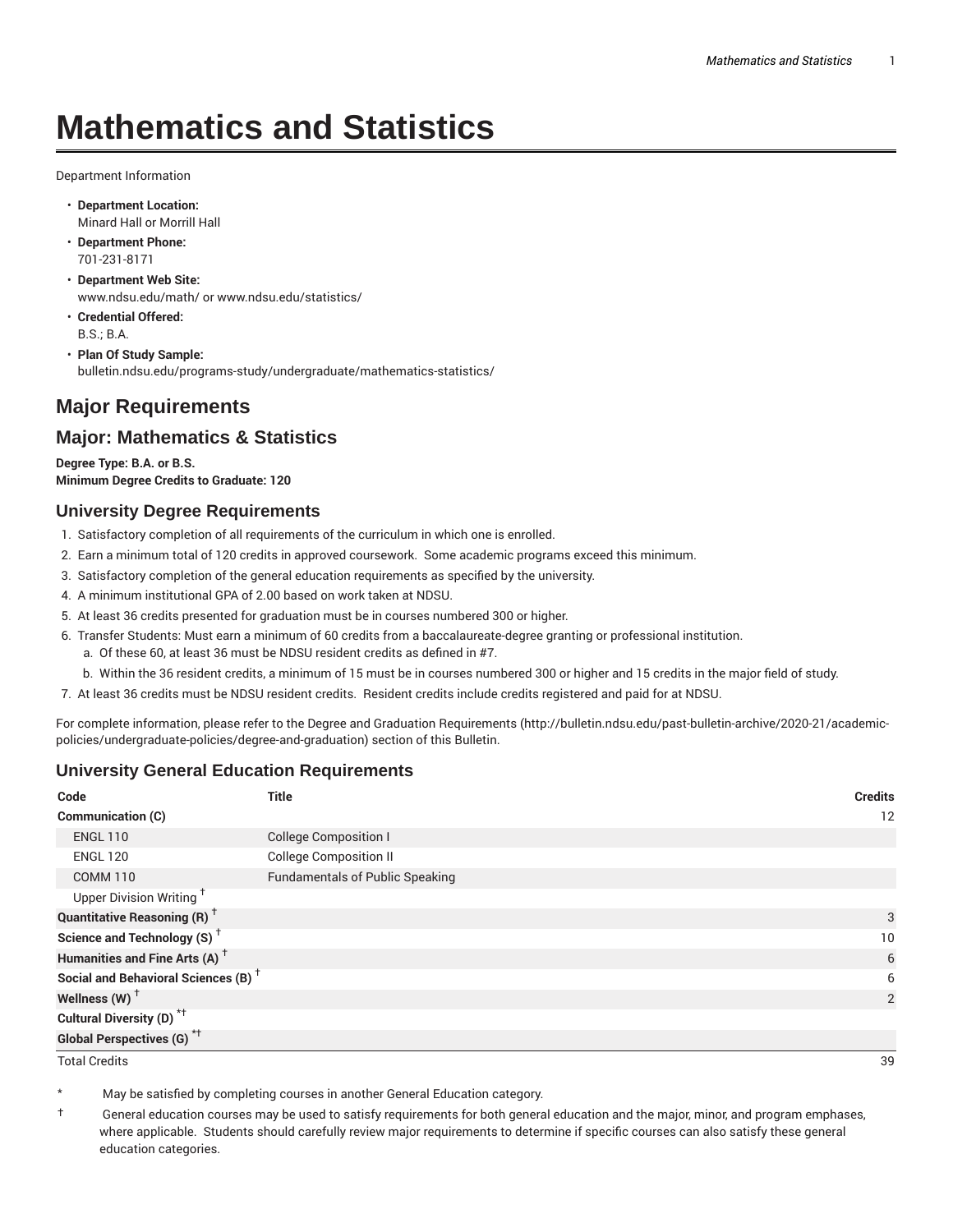# Mathematics and Statistics

Department Information

- **Department Location:**
  Minard Hall or Morrill Hall
- **Department Phone:**
  701-231-8171
- **Department Web Site:**
  www.ndsu.edu/math/ or www.ndsu.edu/statistics/
- **Credential Offered:**
  B.S.; B.A.
- **Plan Of Study Sample:**
  bulletin.ndsu.edu/programs-study/undergraduate/mathematics-statistics/

## Major Requirements

## Major: Mathematics & Statistics

**Degree Type: B.A. or B.S.**
**Minimum Degree Credits to Graduate: 120**

### University Degree Requirements

1. Satisfactory completion of all requirements of the curriculum in which one is enrolled.
2. Earn a minimum total of 120 credits in approved coursework. Some academic programs exceed this minimum.
3. Satisfactory completion of the general education requirements as specified by the university.
4. A minimum institutional GPA of 2.00 based on work taken at NDSU.
5. At least 36 credits presented for graduation must be in courses numbered 300 or higher.
6. Transfer Students: Must earn a minimum of 60 credits from a baccalaureate-degree granting or professional institution.
   a. Of these 60, at least 36 must be NDSU resident credits as defined in #7.
   b. Within the 36 resident credits, a minimum of 15 must be in courses numbered 300 or higher and 15 credits in the major field of study.
7. At least 36 credits must be NDSU resident credits. Resident credits include credits registered and paid for at NDSU.

For complete information, please refer to the Degree and Graduation Requirements (http://bulletin.ndsu.edu/past-bulletin-archive/2020-21/academic-policies/undergraduate-policies/degree-and-graduation) section of this Bulletin.

### University General Education Requirements

| Code | Title | Credits |
|---|---|---|
| **Communication (C)** | | 12 |
| ENGL 110 | College Composition I | |
| ENGL 120 | College Composition II | |
| COMM 110 | Fundamentals of Public Speaking | |
| Upper Division Writing † | | |
| **Quantitative Reasoning (R) †** | | 3 |
| **Science and Technology (S) †** | | 10 |
| **Humanities and Fine Arts (A) †** | | 6 |
| **Social and Behavioral Sciences (B) †** | | 6 |
| **Wellness (W) †** | | 2 |
| **Cultural Diversity (D) *†** | | |
| **Global Perspectives (G) *†** | | |
| Total Credits | | 39 |

\* May be satisfied by completing courses in another General Education category.

† General education courses may be used to satisfy requirements for both general education and the major, minor, and program emphases, where applicable. Students should carefully review major requirements to determine if specific courses can also satisfy these general education categories.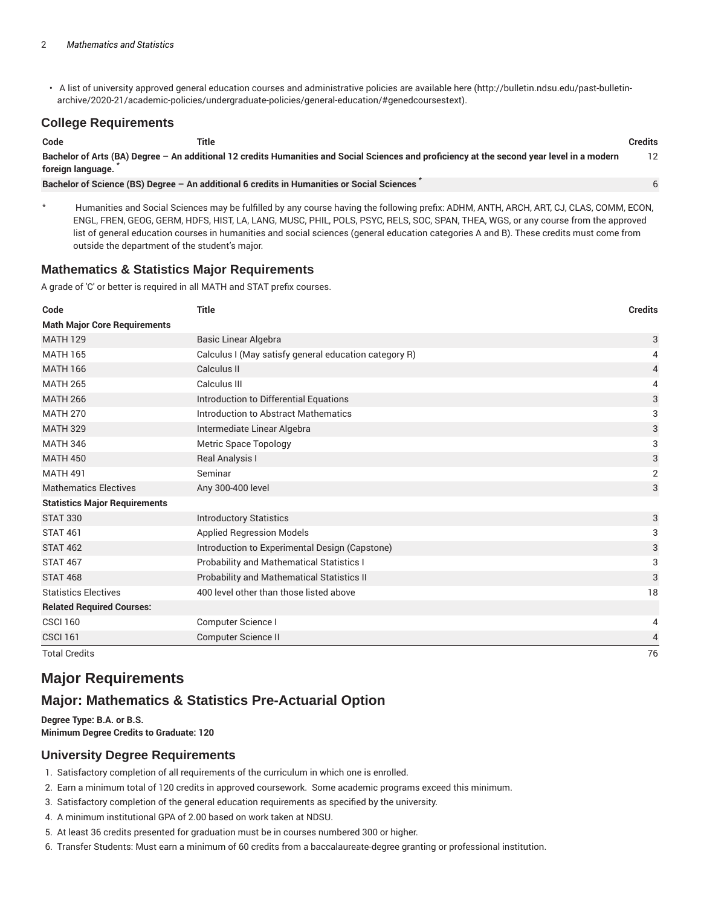- A list of university approved general education courses and administrative policies are available here (http://bulletin.ndsu.edu/past-bulletin-archive/2020-21/academic-policies/undergraduate-policies/general-education/#genedcoursestext).

## College Requirements

| Code | Title | Credits |
|---|---|---|
| **Bachelor of Arts (BA) Degree – An additional 12 credits Humanities and Social Sciences and proficiency at the second year level in a modern foreign language.** * | | 12 |
| **Bachelor of Science (BS) Degree – An additional 6 credits in Humanities or Social Sciences** * | | 6 |

\* Humanities and Social Sciences may be fulfilled by any course having the following prefix: ADHM, ANTH, ARCH, ART, CJ, CLAS, COMM, ECON, ENGL, FREN, GEOG, GERM, HDFS, HIST, LA, LANG, MUSC, PHIL, POLS, PSYC, RELS, SOC, SPAN, THEA, WGS, or any course from the approved list of general education courses in humanities and social sciences (general education categories A and B). These credits must come from outside the department of the student's major.

## Mathematics & Statistics Major Requirements

A grade of 'C' or better is required in all MATH and STAT prefix courses.

| Code | Title | Credits |
|---|---|---|
| **Math Major Core Requirements** | | |
| MATH 129 | Basic Linear Algebra | 3 |
| MATH 165 | Calculus I (May satisfy general education category R) | 4 |
| MATH 166 | Calculus II | 4 |
| MATH 265 | Calculus III | 4 |
| MATH 266 | Introduction to Differential Equations | 3 |
| MATH 270 | Introduction to Abstract Mathematics | 3 |
| MATH 329 | Intermediate Linear Algebra | 3 |
| MATH 346 | Metric Space Topology | 3 |
| MATH 450 | Real Analysis I | 3 |
| MATH 491 | Seminar | 2 |
| Mathematics Electives | Any 300-400 level | 3 |
| **Statistics Major Requirements** | | |
| STAT 330 | Introductory Statistics | 3 |
| STAT 461 | Applied Regression Models | 3 |
| STAT 462 | Introduction to Experimental Design (Capstone) | 3 |
| STAT 467 | Probability and Mathematical Statistics I | 3 |
| STAT 468 | Probability and Mathematical Statistics II | 3 |
| Statistics Electives | 400 level other than those listed above | 18 |
| **Related Required Courses:** | | |
| CSCI 160 | Computer Science I | 4 |
| CSCI 161 | Computer Science II | 4 |
| Total Credits | | 76 |

# Major Requirements

## Major: Mathematics & Statistics Pre-Actuarial Option

**Degree Type: B.A. or B.S.**
**Minimum Degree Credits to Graduate: 120**

## University Degree Requirements

1. Satisfactory completion of all requirements of the curriculum in which one is enrolled.
2. Earn a minimum total of 120 credits in approved coursework. Some academic programs exceed this minimum.
3. Satisfactory completion of the general education requirements as specified by the university.
4. A minimum institutional GPA of 2.00 based on work taken at NDSU.
5. At least 36 credits presented for graduation must be in courses numbered 300 or higher.
6. Transfer Students: Must earn a minimum of 60 credits from a baccalaureate-degree granting or professional institution.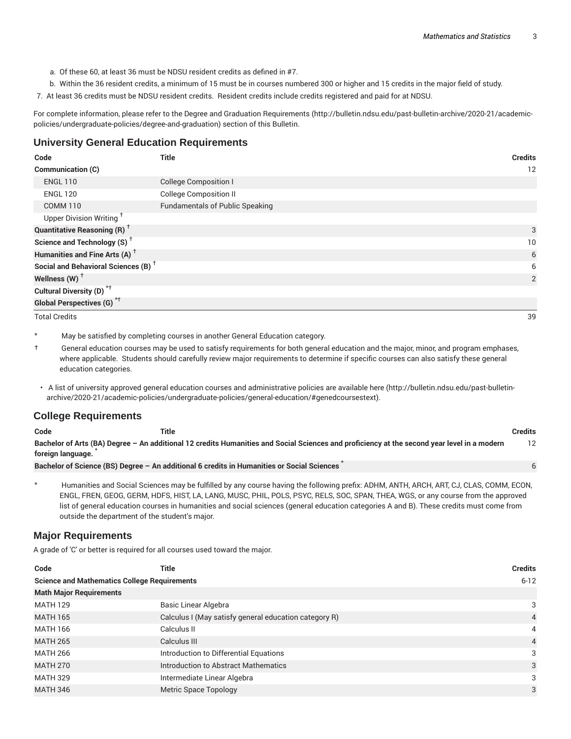a. Of these 60, at least 36 must be NDSU resident credits as defined in #7.
b. Within the 36 resident credits, a minimum of 15 must be in courses numbered 300 or higher and 15 credits in the major field of study.

7. At least 36 credits must be NDSU resident credits. Resident credits include credits registered and paid for at NDSU.

For complete information, please refer to the Degree and Graduation Requirements (http://bulletin.ndsu.edu/past-bulletin-archive/2020-21/academic-policies/undergraduate-policies/degree-and-graduation) section of this Bulletin.

## University General Education Requirements

| Code | Title | Credits |
|---|---|---|
| **Communication (C)** | | 12 |
| ENGL 110 | College Composition I | |
| ENGL 120 | College Composition II | |
| COMM 110 | Fundamentals of Public Speaking | |
| Upper Division Writing † | | |
| **Quantitative Reasoning (R) †** | | 3 |
| **Science and Technology (S) †** | | 10 |
| **Humanities and Fine Arts (A) †** | | 6 |
| **Social and Behavioral Sciences (B) †** | | 6 |
| **Wellness (W) †** | | 2 |
| **Cultural Diversity (D) *†** | | |
| **Global Perspectives (G) *†** | | |
| Total Credits | | 39 |

\* May be satisfied by completing courses in another General Education category.

† General education courses may be used to satisfy requirements for both general education and the major, minor, and program emphases, where applicable. Students should carefully review major requirements to determine if specific courses can also satisfy these general education categories.

- A list of university approved general education courses and administrative policies are available here (http://bulletin.ndsu.edu/past-bulletin-archive/2020-21/academic-policies/undergraduate-policies/general-education/#genedcoursestext).

## College Requirements

| Code | Title | Credits |
|---|---|---|
| **Bachelor of Arts (BA) Degree – An additional 12 credits Humanities and Social Sciences and proficiency at the second year level in a modern foreign language. *** | | 12 |
| **Bachelor of Science (BS) Degree – An additional 6 credits in Humanities or Social Sciences *** | | 6 |

\* Humanities and Social Sciences may be fulfilled by any course having the following prefix: ADHM, ANTH, ARCH, ART, CJ, CLAS, COMM, ECON, ENGL, FREN, GEOG, GERM, HDFS, HIST, LA, LANG, MUSC, PHIL, POLS, PSYC, RELS, SOC, SPAN, THEA, WGS, or any course from the approved list of general education courses in humanities and social sciences (general education categories A and B). These credits must come from outside the department of the student's major.

## Major Requirements

A grade of 'C' or better is required for all courses used toward the major.

| Code | Title | Credits |
|---|---|---|
| **Science and Mathematics College Requirements** | | 6-12 |
| **Math Major Requirements** | | |
| MATH 129 | Basic Linear Algebra | 3 |
| MATH 165 | Calculus I (May satisfy general education category R) | 4 |
| MATH 166 | Calculus II | 4 |
| MATH 265 | Calculus III | 4 |
| MATH 266 | Introduction to Differential Equations | 3 |
| MATH 270 | Introduction to Abstract Mathematics | 3 |
| MATH 329 | Intermediate Linear Algebra | 3 |
| MATH 346 | Metric Space Topology | 3 |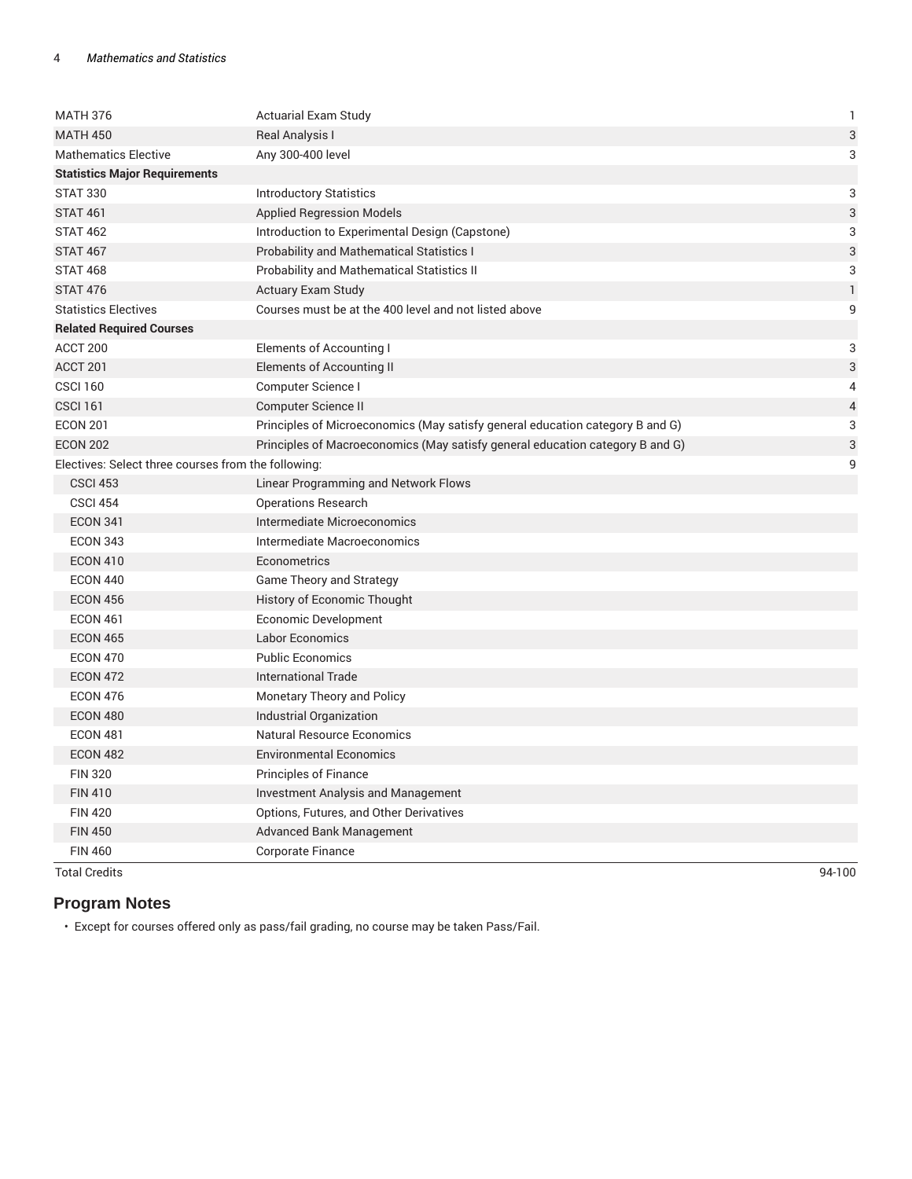| | | |
|---|---|---|
| MATH 376 | Actuarial Exam Study | 1 |
| MATH 450 | Real Analysis I | 3 |
| Mathematics Elective | Any 300-400 level | 3 |
| **Statistics Major Requirements** | | |
| STAT 330 | Introductory Statistics | 3 |
| STAT 461 | Applied Regression Models | 3 |
| STAT 462 | Introduction to Experimental Design (Capstone) | 3 |
| STAT 467 | Probability and Mathematical Statistics I | 3 |
| STAT 468 | Probability and Mathematical Statistics II | 3 |
| STAT 476 | Actuary Exam Study | 1 |
| Statistics Electives | Courses must be at the 400 level and not listed above | 9 |
| **Related Required Courses** | | |
| ACCT 200 | Elements of Accounting I | 3 |
| ACCT 201 | Elements of Accounting II | 3 |
| CSCI 160 | Computer Science I | 4 |
| CSCI 161 | Computer Science II | 4 |
| ECON 201 | Principles of Microeconomics (May satisfy general education category B and G) | 3 |
| ECON 202 | Principles of Macroeconomics (May satisfy general education category B and G) | 3 |
| Electives: Select three courses from the following: | | 9 |
| CSCI 453 | Linear Programming and Network Flows | |
| CSCI 454 | Operations Research | |
| ECON 341 | Intermediate Microeconomics | |
| ECON 343 | Intermediate Macroeconomics | |
| ECON 410 | Econometrics | |
| ECON 440 | Game Theory and Strategy | |
| ECON 456 | History of Economic Thought | |
| ECON 461 | Economic Development | |
| ECON 465 | Labor Economics | |
| ECON 470 | Public Economics | |
| ECON 472 | International Trade | |
| ECON 476 | Monetary Theory and Policy | |
| ECON 480 | Industrial Organization | |
| ECON 481 | Natural Resource Economics | |
| ECON 482 | Environmental Economics | |
| FIN 320 | Principles of Finance | |
| FIN 410 | Investment Analysis and Management | |
| FIN 420 | Options, Futures, and Other Derivatives | |
| FIN 450 | Advanced Bank Management | |
| FIN 460 | Corporate Finance | |
| Total Credits | | 94-100 |

## Program Notes

- Except for courses offered only as pass/fail grading, no course may be taken Pass/Fail.